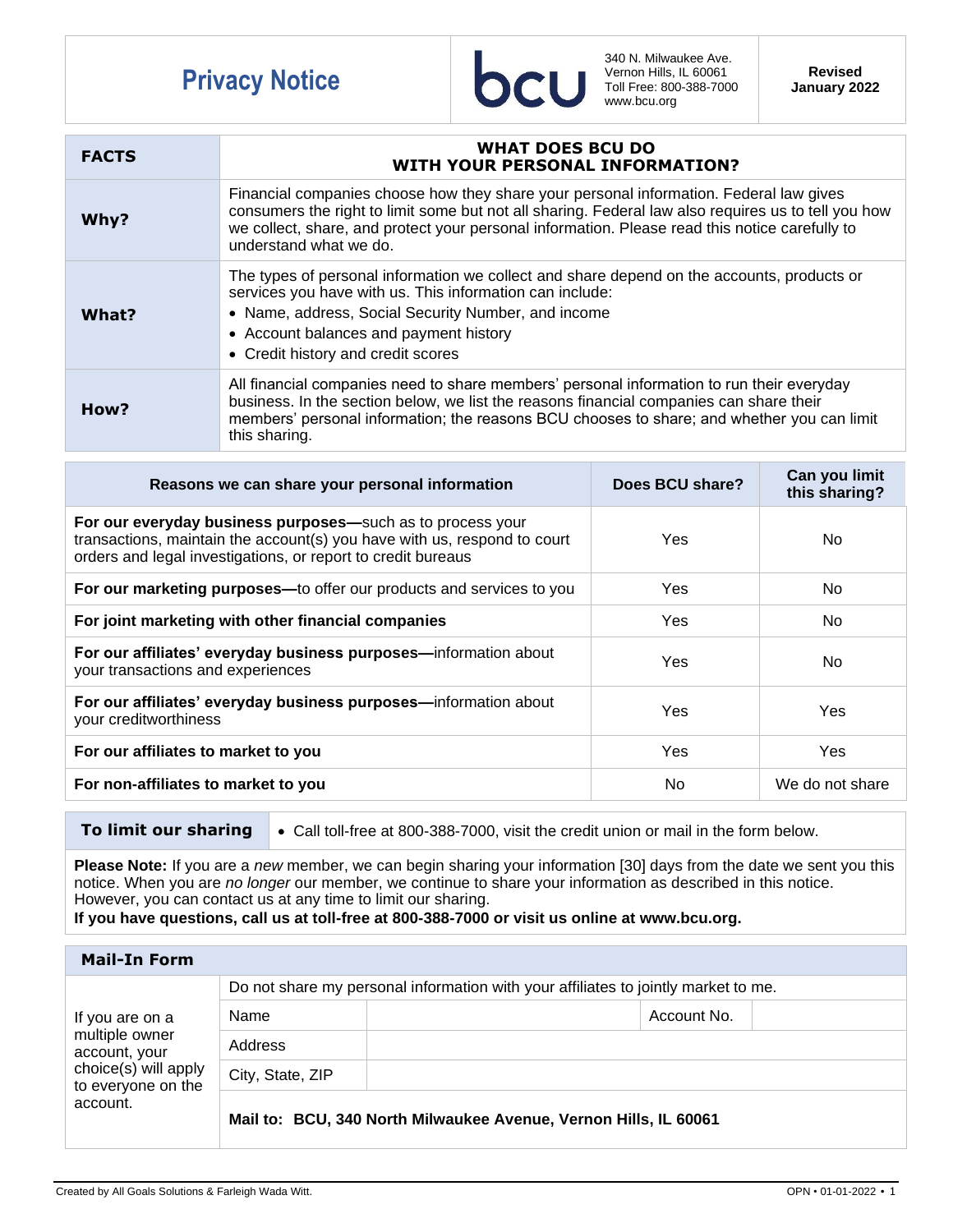# Privacy Notice

bcu

340 N. Milwaukee Ave.
Vernon Hills, IL 60061
Toll Free: 800-388-7000
www.bcu.org

**Revised January 2022**

| **FACTS** | **WHAT DOES BCU DO WITH YOUR PERSONAL INFORMATION?** |
|---|---|
| **Why?** | Financial companies choose how they share your personal information. Federal law gives consumers the right to limit some but not all sharing. Federal law also requires us to tell you how we collect, share, and protect your personal information. Please read this notice carefully to understand what we do. |
| **What?** | The types of personal information we collect and share depend on the accounts, products or services you have with us. This information can include:<br>• Name, address, Social Security Number, and income<br>• Account balances and payment history<br>• Credit history and credit scores |
| **How?** | All financial companies need to share members' personal information to run their everyday business. In the section below, we list the reasons financial companies can share their members' personal information; the reasons BCU chooses to share; and whether you can limit this sharing. |

| Reasons we can share your personal information | Does BCU share? | Can you limit this sharing? |
|---|---|---|
| **For our everyday business purposes—**such as to process your transactions, maintain the account(s) you have with us, respond to court orders and legal investigations, or report to credit bureaus | Yes | No |
| **For our marketing purposes—**to offer our products and services to you | Yes | No |
| **For joint marketing with other financial companies** | Yes | No |
| **For our affiliates' everyday business purposes—**information about your transactions and experiences | Yes | No |
| **For our affiliates' everyday business purposes—**information about your creditworthiness | Yes | Yes |
| **For our affiliates to market to you** | Yes | Yes |
| **For non-affiliates to market to you** | No | We do not share |

| **To limit our sharing** | • Call toll-free at 800-388-7000, visit the credit union or mail in the form below. |
|---|---|

**Please Note:** If you are a *new* member, we can begin sharing your information [30] days from the date we sent you this notice. When you are *no longer* our member, we continue to share your information as described in this notice. However, you can contact us at any time to limit our sharing.
**If you have questions, call us at toll-free at 800-388-7000 or visit us online at www.bcu.org.**

## Mail-In Form

| If you are on a multiple owner account, your choice(s) will apply to everyone on the account. | Do not share my personal information with your affiliates to jointly market to me. | | | |
|---|---|---|---|---|
| | Name | | Account No. | |
| | Address | | | |
| | City, State, ZIP | | | |
| | **Mail to: BCU, 340 North Milwaukee Avenue, Vernon Hills, IL 60061** | | | |

Created by All Goals Solutions & Farleigh Wada Witt.

OPN • 01-01-2022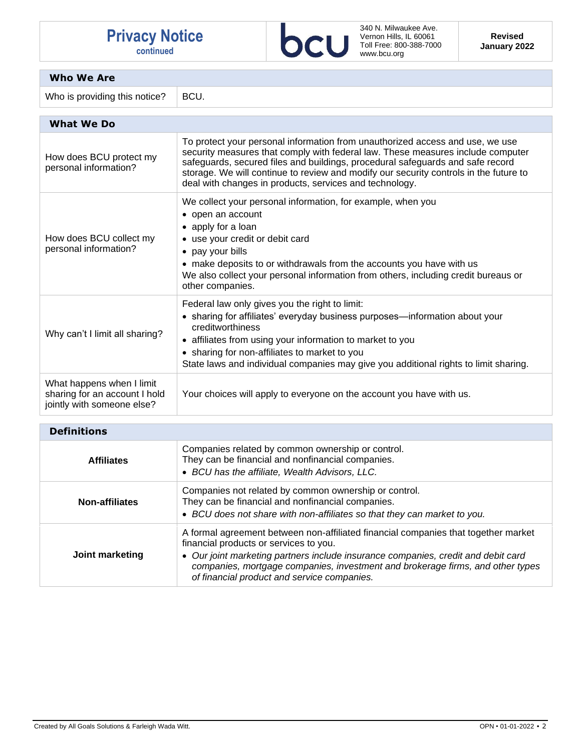# Privacy Notice

continued

340 N. Milwaukee Ave.
Vernon Hills, IL 60061
Toll Free: 800-388-7000
www.bcu.org

**Revised January 2022**

| **Who We Are** | |
|---|---|
| Who is providing this notice? | BCU. |

| **What We Do** | |
|---|---|
| How does BCU protect my personal information? | To protect your personal information from unauthorized access and use, we use security measures that comply with federal law. These measures include computer safeguards, secured files and buildings, procedural safeguards and safe record storage. We will continue to review and modify our security controls in the future to deal with changes in products, services and technology. |
| How does BCU collect my personal information? | We collect your personal information, for example, when you<br>• open an account<br>• apply for a loan<br>• use your credit or debit card<br>• pay your bills<br>• make deposits to or withdrawals from the accounts you have with us<br>We also collect your personal information from others, including credit bureaus or other companies. |
| Why can't I limit all sharing? | Federal law only gives you the right to limit:<br>• sharing for affiliates' everyday business purposes—information about your creditworthiness<br>• affiliates from using your information to market to you<br>• sharing for non-affiliates to market to you<br>State laws and individual companies may give you additional rights to limit sharing. |
| What happens when I limit sharing for an account I hold jointly with someone else? | Your choices will apply to everyone on the account you have with us. |

| **Definitions** | |
|---|---|
| **Affiliates** | Companies related by common ownership or control.<br>They can be financial and nonfinancial companies.<br>• *BCU has the affiliate, Wealth Advisors, LLC.* |
| **Non-affiliates** | Companies not related by common ownership or control.<br>They can be financial and nonfinancial companies.<br>• *BCU does not share with non-affiliates so that they can market to you.* |
| **Joint marketing** | A formal agreement between non-affiliated financial companies that together market financial products or services to you.<br>• *Our joint marketing partners include insurance companies, credit and debit card companies, mortgage companies, investment and brokerage firms, and other types of financial product and service companies.* |

Created by All Goals Solutions & Farleigh Wada Witt.

OPN • 01-01-2022